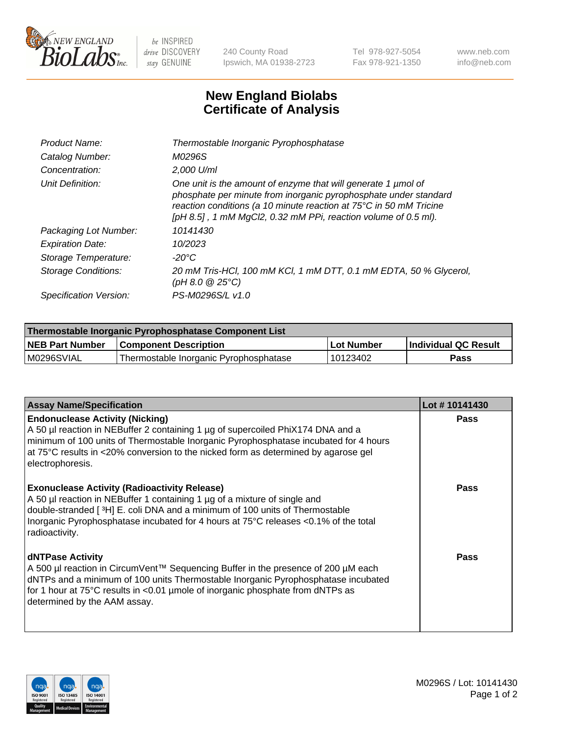240 County Road
Ipswich, MA 01938-2723

Tel 978-927-5054
Fax 978-921-1350

www.neb.com
info@neb.com

# New England Biolabs
# Certificate of Analysis

| | |
|---|---|
| *Product Name:* | *Thermostable Inorganic Pyrophosphatase* |
| *Catalog Number:* | *M0296S* |
| *Concentration:* | *2,000 U/ml* |
| *Unit Definition:* | *One unit is the amount of enzyme that will generate 1 µmol of phosphate per minute from inorganic pyrophosphate under standard reaction conditions (a 10 minute reaction at 75°C in 50 mM Tricine [pH 8.5] , 1 mM MgCl2, 0.32 mM PPi, reaction volume of 0.5 ml).* |
| *Packaging Lot Number:* | *10141430* |
| *Expiration Date:* | *10/2023* |
| *Storage Temperature:* | *-20°C* |
| *Storage Conditions:* | *20 mM Tris-HCl, 100 mM KCl, 1 mM DTT, 0.1 mM EDTA, 50 % Glycerol, (pH 8.0 @ 25°C)* |
| *Specification Version:* | *PS-M0296S/L v1.0* |

| Thermostable Inorganic Pyrophosphatase Component List | | | |
|---|---|---|---|
| **NEB Part Number** | **Component Description** | **Lot Number** | **Individual QC Result** |
| M0296SVIAL | Thermostable Inorganic Pyrophosphatase | 10123402 | **Pass** |

| Assay Name/Specification | Lot # 10141430 |
|---|---|
| **Endonuclease Activity (Nicking)**<br>A 50 µl reaction in NEBuffer 2 containing 1 µg of supercoiled PhiX174 DNA and a minimum of 100 units of Thermostable Inorganic Pyrophosphatase incubated for 4 hours at 75°C results in <20% conversion to the nicked form as determined by agarose gel electrophoresis. | **Pass** |
| **Exonuclease Activity (Radioactivity Release)**<br>A 50 µl reaction in NEBuffer 1 containing 1 µg of a mixture of single and double-stranded [ $^{3}$H] E. coli DNA and a minimum of 100 units of Thermostable Inorganic Pyrophosphatase incubated for 4 hours at 75°C releases <0.1% of the total radioactivity. | **Pass** |
| **dNTPase Activity**<br>A 500 µl reaction in CircumVent™ Sequencing Buffer in the presence of 200 µM each dNTPs and a minimum of 100 units Thermostable Inorganic Pyrophosphatase incubated for 1 hour at 75°C results in <0.01 µmole of inorganic phosphate from dNTPs as determined by the AAM assay. | **Pass** |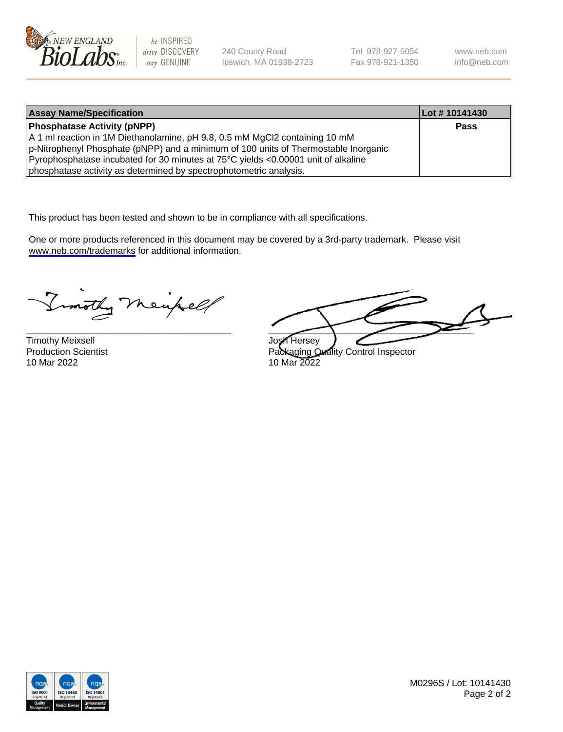| Assay Name/Specification | Lot # 10141430 |
| --- | --- |
| **Phosphatase Activity (pNPP)**<br>A 1 ml reaction in 1M Diethanolamine, pH 9.8, 0.5 mM $MgCl_2$ containing 10 mM p-Nitrophenyl Phosphate (pNPP) and a minimum of 100 units of Thermostable Inorganic Pyrophosphatase incubated for 30 minutes at 75°C yields <0.00001 unit of alkaline phosphatase activity as determined by spectrophotometric analysis. | **Pass** |

This product has been tested and shown to be in compliance with all specifications.

One or more products referenced in this document may be covered by a 3rd-party trademark. Please visit www.neb.com/trademarks for additional information.

Timothy Meixsell
Production Scientist
10 Mar 2022

Josh Hersey
Packaging Quality Control Inspector
10 Mar 2022

M0296S / Lot: 10141430